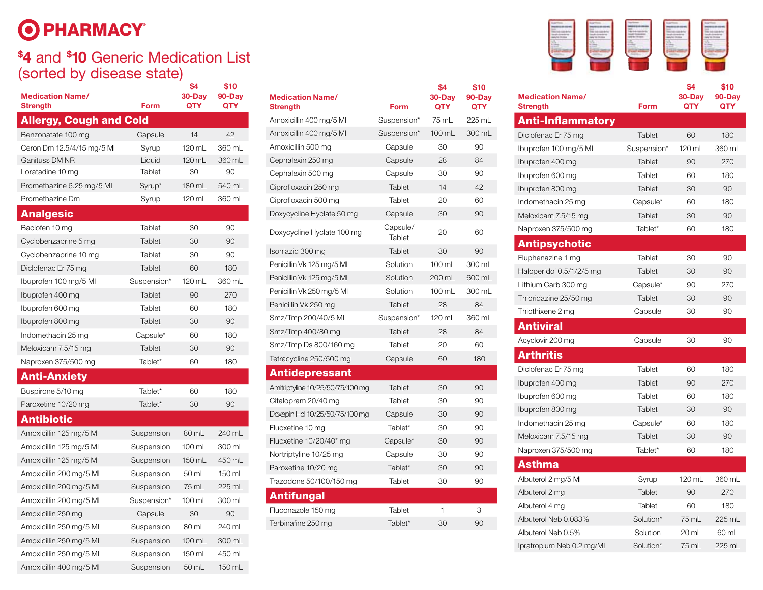# PHARMACY®

## $4 and $10 Generic Medication List (sorted by disease state)

| Medication Name/ Strength | Form | $4 30-Day QTY | $10 90-Day QTY |
|---|---|---|---|
| **Allergy, Cough and Cold** | | | |
| Benzonatate 100 mg | Capsule | 14 | 42 |
| Ceron Dm 12.5/4/15 mg/5 Ml | Syrup | 120 mL | 360 mL |
| Ganituss DM NR | Liquid | 120 mL | 360 mL |
| Loratadine 10 mg | Tablet | 30 | 90 |
| Promethazine 6.25 mg/5 Ml | Syrup* | 180 mL | 540 mL |
| Promethazine Dm | Syrup | 120 mL | 360 mL |
| **Analgesic** | | | |
| Baclofen 10 mg | Tablet | 30 | 90 |
| Cyclobenzaprine 5 mg | Tablet | 30 | 90 |
| Cyclobenzaprine 10 mg | Tablet | 30 | 90 |
| Diclofenac Er 75 mg | Tablet | 60 | 180 |
| Ibuprofen 100 mg/5 Ml | Suspension* | 120 mL | 360 mL |
| Ibuprofen 400 mg | Tablet | 90 | 270 |
| Ibuprofen 600 mg | Tablet | 60 | 180 |
| Ibuprofen 800 mg | Tablet | 30 | 90 |
| Indomethacin 25 mg | Capsule* | 60 | 180 |
| Meloxicam 7.5/15 mg | Tablet | 30 | 90 |
| Naproxen 375/500 mg | Tablet* | 60 | 180 |
| **Anti-Anxiety** | | | |
| Buspirone 5/10 mg | Tablet* | 60 | 180 |
| Paroxetine 10/20 mg | Tablet* | 30 | 90 |
| **Antibiotic** | | | |
| Amoxicillin 125 mg/5 Ml | Suspension | 80 mL | 240 mL |
| Amoxicillin 125 mg/5 Ml | Suspension | 100 mL | 300 mL |
| Amoxicillin 125 mg/5 Ml | Suspension | 150 mL | 450 mL |
| Amoxicillin 200 mg/5 Ml | Suspension | 50 mL | 150 mL |
| Amoxicillin 200 mg/5 Ml | Suspension | 75 mL | 225 mL |
| Amoxicillin 200 mg/5 Ml | Suspension* | 100 mL | 300 mL |
| Amoxicillin 250 mg | Capsule | 30 | 90 |
| Amoxicillin 250 mg/5 Ml | Suspension | 80 mL | 240 mL |
| Amoxicillin 250 mg/5 Ml | Suspension | 100 mL | 300 mL |
| Amoxicillin 250 mg/5 Ml | Suspension | 150 mL | 450 mL |
| Amoxicillin 400 mg/5 Ml | Suspension | 50 mL | 150 mL |
| Amoxicillin 400 mg/5 Ml | Suspension* | 75 mL | 225 mL |
| Amoxicillin 400 mg/5 Ml | Suspension* | 100 mL | 300 mL |
| Amoxicillin 500 mg | Capsule | 30 | 90 |
| Cephalexin 250 mg | Capsule | 28 | 84 |
| Cephalexin 500 mg | Capsule | 30 | 90 |
| Ciprofloxacin 250 mg | Tablet | 14 | 42 |
| Ciprofloxacin 500 mg | Tablet | 20 | 60 |
| Doxycycline Hyclate 50 mg | Capsule | 30 | 90 |
| Doxycycline Hyclate 100 mg | Capsule/ Tablet | 20 | 60 |
| Isoniazid 300 mg | Tablet | 30 | 90 |
| Penicillin Vk 125 mg/5 Ml | Solution | 100 mL | 300 mL |
| Penicillin Vk 125 mg/5 Ml | Solution | 200 mL | 600 mL |
| Penicillin Vk 250 mg/5 Ml | Solution | 100 mL | 300 mL |
| Penicillin Vk 250 mg | Tablet | 28 | 84 |
| Smz/Tmp 200/40/5 Ml | Suspension* | 120 mL | 360 mL |
| Smz/Tmp 400/80 mg | Tablet | 28 | 84 |
| Smz/Tmp Ds 800/160 mg | Tablet | 20 | 60 |
| Tetracycline 250/500 mg | Capsule | 60 | 180 |
| **Antidepressant** | | | |
| Amitriptyline 10/25/50/75/100 mg | Tablet | 30 | 90 |
| Citalopram 20/40 mg | Tablet | 30 | 90 |
| Doxepin Hcl 10/25/50/75/100 mg | Capsule | 30 | 90 |
| Fluoxetine 10 mg | Tablet* | 30 | 90 |
| Fluoxetine 10/20/40* mg | Capsule* | 30 | 90 |
| Nortriptyline 10/25 mg | Capsule | 30 | 90 |
| Paroxetine 10/20 mg | Tablet* | 30 | 90 |
| Trazodone 50/100/150 mg | Tablet | 30 | 90 |
| **Antifungal** | | | |
| Fluconazole 150 mg | Tablet | 1 | 3 |
| Terbinafine 250 mg | Tablet* | 30 | 90 |
| **Anti-Inflammatory** | | | |
| Diclofenac Er 75 mg | Tablet | 60 | 180 |
| Ibuprofen 100 mg/5 Ml | Suspension* | 120 mL | 360 mL |
| Ibuprofen 400 mg | Tablet | 90 | 270 |
| Ibuprofen 600 mg | Tablet | 60 | 180 |
| Ibuprofen 800 mg | Tablet | 30 | 90 |
| Indomethacin 25 mg | Capsule* | 60 | 180 |
| Meloxicam 7.5/15 mg | Tablet | 30 | 90 |
| Naproxen 375/500 mg | Tablet* | 60 | 180 |
| **Antipsychotic** | | | |
| Fluphenazine 1 mg | Tablet | 30 | 90 |
| Haloperidol 0.5/1/2/5 mg | Tablet | 30 | 90 |
| Lithium Carb 300 mg | Capsule* | 90 | 270 |
| Thioridazine 25/50 mg | Tablet | 30 | 90 |
| Thiothixene 2 mg | Capsule | 30 | 90 |
| **Antiviral** | | | |
| Acyclovir 200 mg | Capsule | 30 | 90 |
| **Arthritis** | | | |
| Diclofenac Er 75 mg | Tablet | 60 | 180 |
| Ibuprofen 400 mg | Tablet | 90 | 270 |
| Ibuprofen 600 mg | Tablet | 60 | 180 |
| Ibuprofen 800 mg | Tablet | 30 | 90 |
| Indomethacin 25 mg | Capsule* | 60 | 180 |
| Meloxicam 7.5/15 mg | Tablet | 30 | 90 |
| Naproxen 375/500 mg | Tablet* | 60 | 180 |
| **Asthma** | | | |
| Albuterol 2 mg/5 Ml | Syrup | 120 mL | 360 mL |
| Albuterol 2 mg | Tablet | 90 | 270 |
| Albuterol 4 mg | Tablet | 60 | 180 |
| Albuterol Neb 0.083% | Solution* | 75 mL | 225 mL |
| Albuterol Neb 0.5% | Solution | 20 mL | 60 mL |
| Ipratropium Neb 0.2 mg/Ml | Solution* | 75 mL | 225 mL |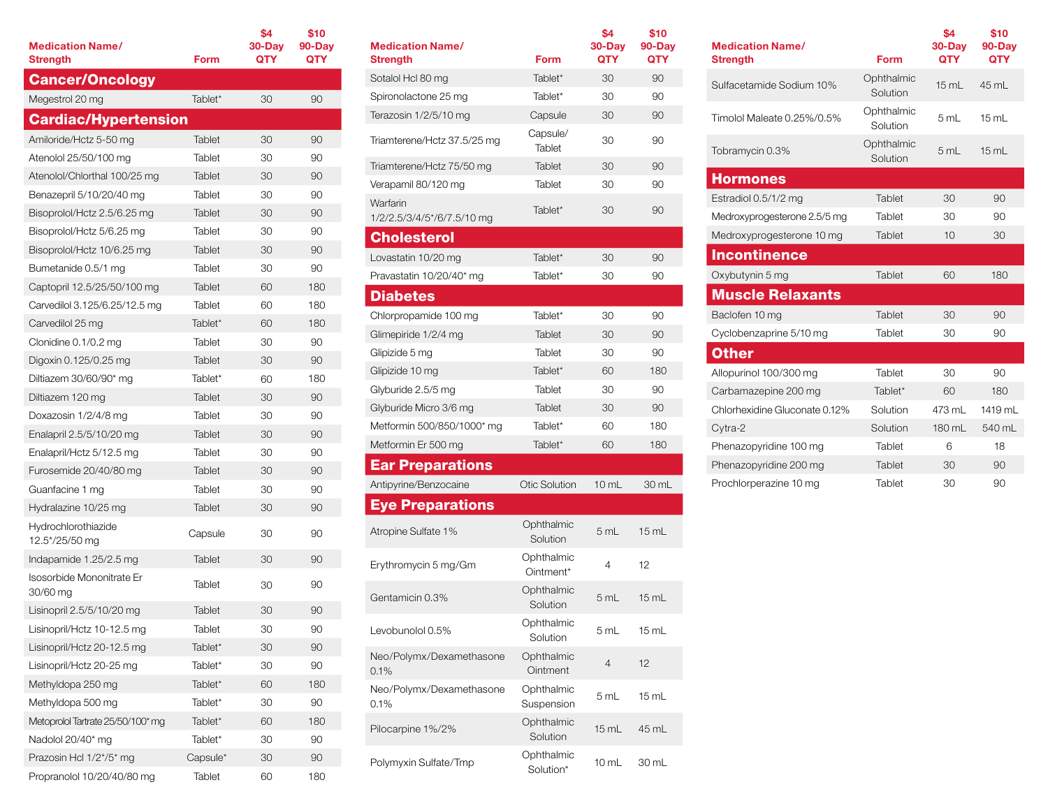| Medication Name/ Strength | Form | $4 30-Day QTY | $10 90-Day QTY |
|---|---|---|---|

## Cancer/Oncology

| Medication Name/ Strength | Form | $4 30-Day QTY | $10 90-Day QTY |
|---|---|---|---|
| Megestrol 20 mg | Tablet* | 30 | 90 |

## Cardiac/Hypertension

| Medication Name/ Strength | Form | $4 30-Day QTY | $10 90-Day QTY |
|---|---|---|---|
| Amiloride/Hctz 5-50 mg | Tablet | 30 | 90 |
| Atenolol 25/50/100 mg | Tablet | 30 | 90 |
| Atenolol/Chlorthal 100/25 mg | Tablet | 30 | 90 |
| Benazepril 5/10/20/40 mg | Tablet | 30 | 90 |
| Bisoprolol/Hctz 2.5/6.25 mg | Tablet | 30 | 90 |
| Bisoprolol/Hctz 5/6.25 mg | Tablet | 30 | 90 |
| Bisoprolol/Hctz 10/6.25 mg | Tablet | 30 | 90 |
| Bumetanide 0.5/1 mg | Tablet | 30 | 90 |
| Captopril 12.5/25/50/100 mg | Tablet | 60 | 180 |
| Carvedilol 3.125/6.25/12.5 mg | Tablet | 60 | 180 |
| Carvedilol 25 mg | Tablet* | 60 | 180 |
| Clonidine 0.1/0.2 mg | Tablet | 30 | 90 |
| Digoxin 0.125/0.25 mg | Tablet | 30 | 90 |
| Diltiazem 30/60/90* mg | Tablet* | 60 | 180 |
| Diltiazem 120 mg | Tablet | 30 | 90 |
| Doxazosin 1/2/4/8 mg | Tablet | 30 | 90 |
| Enalapril 2.5/5/10/20 mg | Tablet | 30 | 90 |
| Enalapril/Hctz 5/12.5 mg | Tablet | 30 | 90 |
| Furosemide 20/40/80 mg | Tablet | 30 | 90 |
| Guanfacine 1 mg | Tablet | 30 | 90 |
| Hydralazine 10/25 mg | Tablet | 30 | 90 |
| Hydrochlorothiazide 12.5*/25/50 mg | Capsule | 30 | 90 |
| Indapamide 1.25/2.5 mg | Tablet | 30 | 90 |
| Isosorbide Mononitrate Er 30/60 mg | Tablet | 30 | 90 |
| Lisinopril 2.5/5/10/20 mg | Tablet | 30 | 90 |
| Lisinopril/Hctz 10-12.5 mg | Tablet | 30 | 90 |
| Lisinopril/Hctz 20-12.5 mg | Tablet* | 30 | 90 |
| Lisinopril/Hctz 20-25 mg | Tablet* | 30 | 90 |
| Methyldopa 250 mg | Tablet* | 60 | 180 |
| Methyldopa 500 mg | Tablet* | 30 | 90 |
| Metoprolol Tartrate 25/50/100* mg | Tablet* | 60 | 180 |
| Nadolol 20/40* mg | Tablet* | 30 | 90 |
| Prazosin Hcl 1/2*/5* mg | Capsule* | 30 | 90 |
| Propranolol 10/20/40/80 mg | Tablet | 60 | 180 |
| Sotalol Hcl 80 mg | Tablet* | 30 | 90 |
| Spironolactone 25 mg | Tablet* | 30 | 90 |
| Terazosin 1/2/5/10 mg | Capsule | 30 | 90 |
| Triamterene/Hctz 37.5/25 mg | Capsule/ Tablet | 30 | 90 |
| Triamterene/Hctz 75/50 mg | Tablet | 30 | 90 |
| Verapamil 80/120 mg | Tablet | 30 | 90 |
| Warfarin 1/2/2.5/3/4/5*/6/7.5/10 mg | Tablet* | 30 | 90 |

## Cholesterol

| Medication Name/ Strength | Form | $4 30-Day QTY | $10 90-Day QTY |
|---|---|---|---|
| Lovastatin 10/20 mg | Tablet* | 30 | 90 |
| Pravastatin 10/20/40* mg | Tablet* | 30 | 90 |

## Diabetes

| Medication Name/ Strength | Form | $4 30-Day QTY | $10 90-Day QTY |
|---|---|---|---|
| Chlorpropamide 100 mg | Tablet* | 30 | 90 |
| Glimepiride 1/2/4 mg | Tablet | 30 | 90 |
| Glipizide 5 mg | Tablet | 30 | 90 |
| Glipizide 10 mg | Tablet* | 60 | 180 |
| Glyburide 2.5/5 mg | Tablet | 30 | 90 |
| Glyburide Micro 3/6 mg | Tablet | 30 | 90 |
| Metformin 500/850/1000* mg | Tablet* | 60 | 180 |
| Metformin Er 500 mg | Tablet* | 60 | 180 |

## Ear Preparations

| Medication Name/ Strength | Form | $4 30-Day QTY | $10 90-Day QTY |
|---|---|---|---|
| Antipyrine/Benzocaine | Otic Solution | 10 mL | 30 mL |

## Eye Preparations

| Medication Name/ Strength | Form | $4 30-Day QTY | $10 90-Day QTY |
|---|---|---|---|
| Atropine Sulfate 1% | Ophthalmic Solution | 5 mL | 15 mL |
| Erythromycin 5 mg/Gm | Ophthalmic Ointment* | 4 | 12 |
| Gentamicin 0.3% | Ophthalmic Solution | 5 mL | 15 mL |
| Levobunolol 0.5% | Ophthalmic Solution | 5 mL | 15 mL |
| Neo/Polymx/Dexamethasone 0.1% | Ophthalmic Ointment | 4 | 12 |
| Neo/Polymx/Dexamethasone 0.1% | Ophthalmic Suspension | 5 mL | 15 mL |
| Pilocarpine 1%/2% | Ophthalmic Solution | 15 mL | 45 mL |
| Polymyxin Sulfate/Tmp | Ophthalmic Solution* | 10 mL | 30 mL |
| Sulfacetamide Sodium 10% | Ophthalmic Solution | 15 mL | 45 mL |
| Timolol Maleate 0.25%/0.5% | Ophthalmic Solution | 5 mL | 15 mL |
| Tobramycin 0.3% | Ophthalmic Solution | 5 mL | 15 mL |

## Hormones

| Medication Name/ Strength | Form | $4 30-Day QTY | $10 90-Day QTY |
|---|---|---|---|
| Estradiol 0.5/1/2 mg | Tablet | 30 | 90 |
| Medroxyprogesterone 2.5/5 mg | Tablet | 30 | 90 |
| Medroxyprogesterone 10 mg | Tablet | 10 | 30 |

## Incontinence

| Medication Name/ Strength | Form | $4 30-Day QTY | $10 90-Day QTY |
|---|---|---|---|
| Oxybutynin 5 mg | Tablet | 60 | 180 |

## Muscle Relaxants

| Medication Name/ Strength | Form | $4 30-Day QTY | $10 90-Day QTY |
|---|---|---|---|
| Baclofen 10 mg | Tablet | 30 | 90 |
| Cyclobenzaprine 5/10 mg | Tablet | 30 | 90 |

## Other

| Medication Name/ Strength | Form | $4 30-Day QTY | $10 90-Day QTY |
|---|---|---|---|
| Allopurinol 100/300 mg | Tablet | 30 | 90 |
| Carbamazepine 200 mg | Tablet* | 60 | 180 |
| Chlorhexidine Gluconate 0.12% | Solution | 473 mL | 1419 mL |
| Cytra-2 | Solution | 180 mL | 540 mL |
| Phenazopyridine 100 mg | Tablet | 6 | 18 |
| Phenazopyridine 200 mg | Tablet | 30 | 90 |
| Prochlorperazine 10 mg | Tablet | 30 | 90 |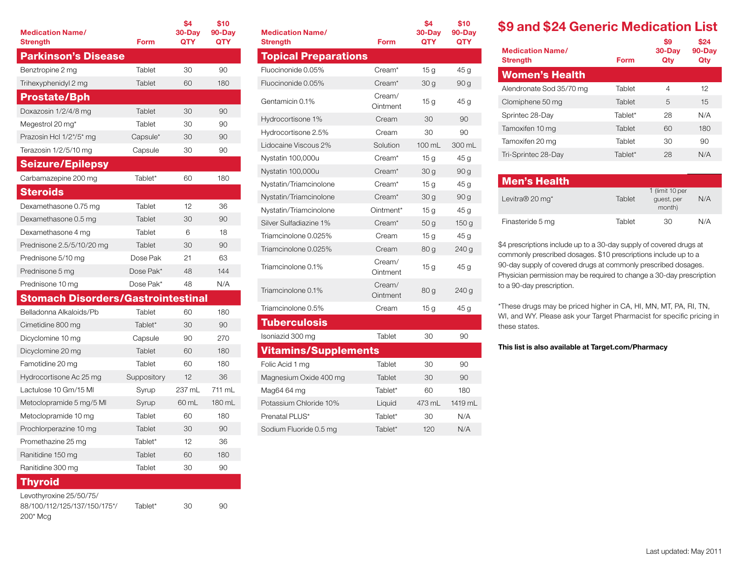| Medication Name/ Strength | Form | $4 30-Day QTY | $10 90-Day QTY |
|---|---|---|---|
| **Parkinson's Disease** | | | |
| Benztropine 2 mg | Tablet | 30 | 90 |
| Trihexyphenidyl 2 mg | Tablet | 60 | 180 |
| **Prostate/Bph** | | | |
| Doxazosin 1/2/4/8 mg | Tablet | 30 | 90 |
| Megestrol 20 mg* | Tablet | 30 | 90 |
| Prazosin Hcl 1/2*/5* mg | Capsule* | 30 | 90 |
| Terazosin 1/2/5/10 mg | Capsule | 30 | 90 |
| **Seizure/Epilepsy** | | | |
| Carbamazepine 200 mg | Tablet* | 60 | 180 |
| **Steroids** | | | |
| Dexamethasone 0.75 mg | Tablet | 12 | 36 |
| Dexamethasone 0.5 mg | Tablet | 30 | 90 |
| Dexamethasone 4 mg | Tablet | 6 | 18 |
| Prednisone 2.5/5/10/20 mg | Tablet | 30 | 90 |
| Prednisone 5/10 mg | Dose Pak | 21 | 63 |
| Prednisone 5 mg | Dose Pak* | 48 | 144 |
| Prednisone 10 mg | Dose Pak* | 48 | N/A |
| **Stomach Disorders/Gastrointestinal** | | | |
| Belladonna Alkaloids/Pb | Tablet | 60 | 180 |
| Cimetidine 800 mg | Tablet* | 30 | 90 |
| Dicyclomine 10 mg | Capsule | 90 | 270 |
| Dicyclomine 20 mg | Tablet | 60 | 180 |
| Famotidine 20 mg | Tablet | 60 | 180 |
| Hydrocortisone Ac 25 mg | Suppository | 12 | 36 |
| Lactulose 10 Gm/15 Ml | Syrup | 237 mL | 711 mL |
| Metoclopramide 5 mg/5 Ml | Syrup | 60 mL | 180 mL |
| Metoclopramide 10 mg | Tablet | 60 | 180 |
| Prochlorperazine 10 mg | Tablet | 30 | 90 |
| Promethazine 25 mg | Tablet* | 12 | 36 |
| Ranitidine 150 mg | Tablet | 60 | 180 |
| Ranitidine 300 mg | Tablet | 30 | 90 |
| **Thyroid** | | | |
| Levothyroxine 25/50/75/ 88/100/112/125/137/150/175*/ 200* Mcg | Tablet* | 30 | 90 |

| Medication Name/ Strength | Form | $4 30-Day QTY | $10 90-Day QTY |
|---|---|---|---|
| **Topical Preparations** | | | |
| Fluocinonide 0.05% | Cream* | 15 g | 45 g |
| Fluocinonide 0.05% | Cream* | 30 g | 90 g |
| Gentamicin 0.1% | Cream/ Ointment | 15 g | 45 g |
| Hydrocortisone 1% | Cream | 30 | 90 |
| Hydrocortisone 2.5% | Cream | 30 | 90 |
| Lidocaine Viscous 2% | Solution | 100 mL | 300 mL |
| Nystatin 100,000u | Cream* | 15 g | 45 g |
| Nystatin 100,000u | Cream* | 30 g | 90 g |
| Nystatin/Triamcinolone | Cream* | 15 g | 45 g |
| Nystatin/Triamcinolone | Cream* | 30 g | 90 g |
| Nystatin/Triamcinolone | Ointment* | 15 g | 45 g |
| Silver Sulfadiazine 1% | Cream* | 50 g | 150 g |
| Triamcinolone 0.025% | Cream | 15 g | 45 g |
| Triamcinolone 0.025% | Cream | 80 g | 240 g |
| Triamcinolone 0.1% | Cream/ Ointment | 15 g | 45 g |
| Triamcinolone 0.1% | Cream/ Ointment | 80 g | 240 g |
| Triamcinolone 0.5% | Cream | 15 g | 45 g |
| **Tuberculosis** | | | |
| Isoniazid 300 mg | Tablet | 30 | 90 |
| **Vitamins/Supplements** | | | |
| Folic Acid 1 mg | Tablet | 30 | 90 |
| Magnesium Oxide 400 mg | Tablet | 30 | 90 |
| Mag64 64 mg | Tablet* | 60 | 180 |
| Potassium Chloride 10% | Liquid | 473 mL | 1419 mL |
| Prenatal PLUS* | Tablet* | 30 | N/A |
| Sodium Fluoride 0.5 mg | Tablet* | 120 | N/A |

## $9 and $24 Generic Medication List

| Medication Name/ Strength | Form | $9 30-Day Qty | $24 90-Day Qty |
|---|---|---|---|
| **Women's Health** | | | |
| Alendronate Sod 35/70 mg | Tablet | 4 | 12 |
| Clomiphene 50 mg | Tablet | 5 | 15 |
| Sprintec 28-Day | Tablet* | 28 | N/A |
| Tamoxifen 10 mg | Tablet | 60 | 180 |
| Tamoxifen 20 mg | Tablet | 30 | 90 |
| Tri-Sprintec 28-Day | Tablet* | 28 | N/A |
| **Men's Health** | | | |
| Levitra® 20 mg* | Tablet | 1 (limit 10 per guest, per month) | N/A |
| Finasteride 5 mg | Tablet | 30 | N/A |

$4 prescriptions include up to a 30-day supply of covered drugs at commonly prescribed dosages. $10 prescriptions include up to a 90-day supply of covered drugs at commonly prescribed dosages. Physician permission may be required to change a 30-day prescription to a 90-day prescription.

*These drugs may be priced higher in CA, HI, MN, MT, PA, RI, TN, WI, and WY. Please ask your Target Pharmacist for specific pricing in these states.

**This list is also available at Target.com/Pharmacy**

Last updated: May 2011